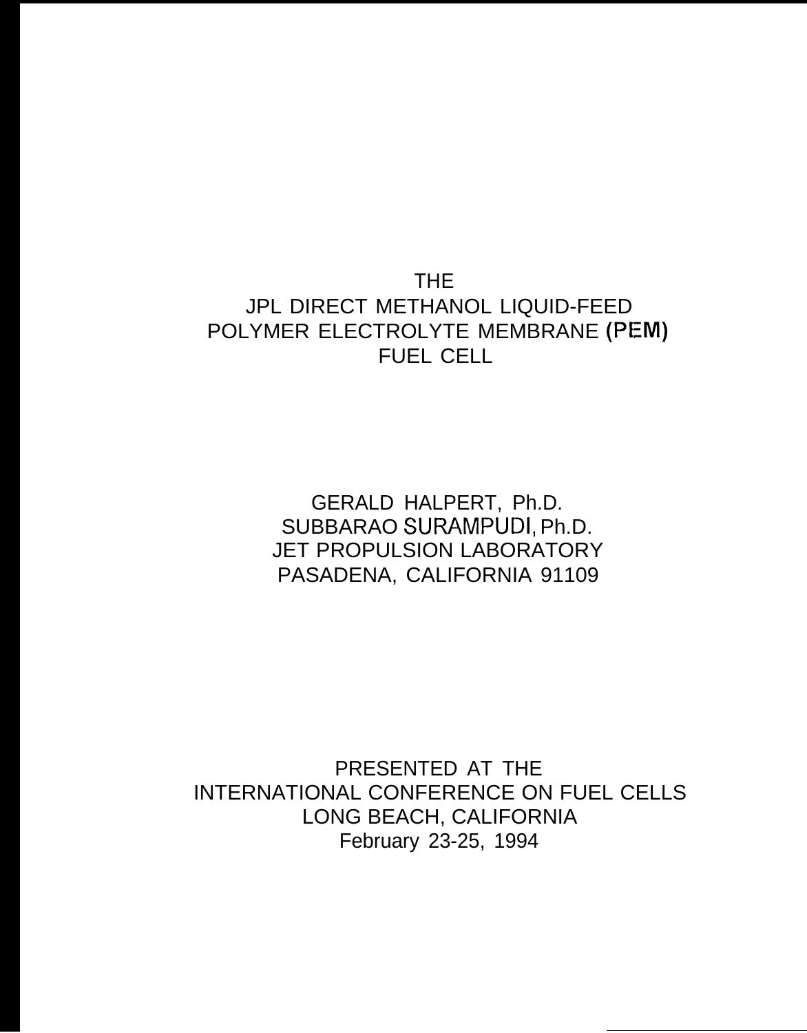# THE JPL DIRECT METHANOL LIQUID-FEED POLYMER ELECTROLYTE MEMBRANE (PEM) FUEL CELL

GERALD HALPERT, Ph.D.
SUBBARAO SURAMPUDI, Ph.D.
JET PROPULSION LABORATORY
PASADENA, CALIFORNIA 91109

PRESENTED AT THE
INTERNATIONAL CONFERENCE ON FUEL CELLS
LONG BEACH, CALIFORNIA
February 23-25, 1994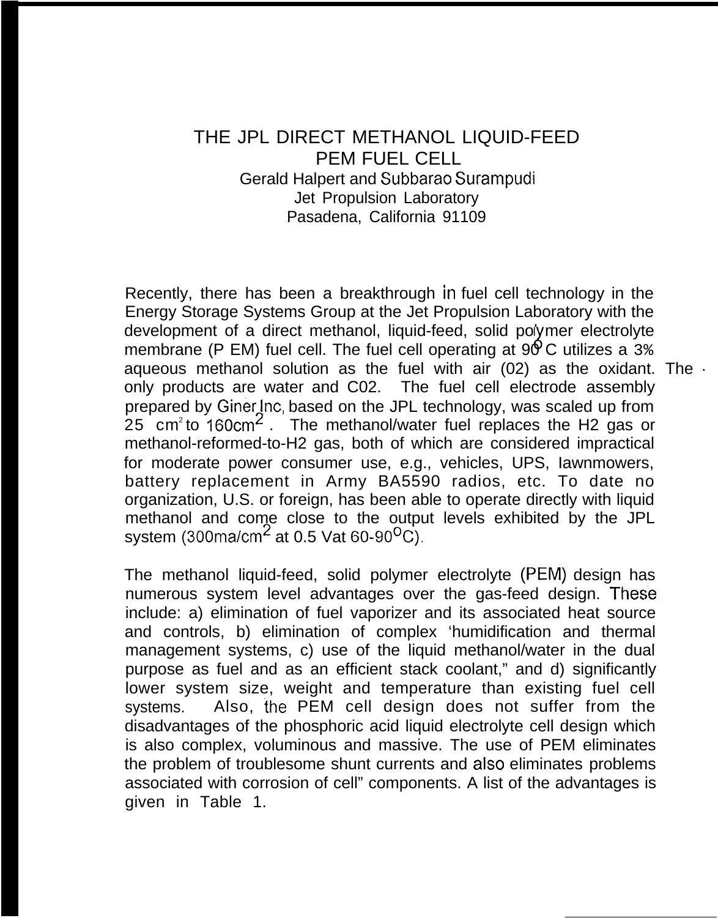# THE JPL DIRECT METHANOL LIQUID-FEED PEM FUEL CELL

Gerald Halpert and Subbarao Surampudi
Jet Propulsion Laboratory
Pasadena, California 91109

Recently, there has been a breakthrough in fuel cell technology in the Energy Storage Systems Group at the Jet Propulsion Laboratory with the development of a direct methanol, liquid-feed, solid polymer electrolyte membrane (P EM) fuel cell. The fuel cell operating at 90°C utilizes a 3% aqueous methanol solution as the fuel with air ($O_2$) as the oxidant. The only products are water and $CO_2$. The fuel cell electrode assembly prepared by Giner Inc, based on the JPL technology, was scaled up from 25 $cm^2$ to 160 $cm^2$. The methanol/water fuel replaces the H2 gas or methanol-reformed-to-H2 gas, both of which are considered impractical for moderate power consumer use, e.g., vehicles, UPS, lawnmowers, battery replacement in Army BA5590 radios, etc. To date no organization, U.S. or foreign, has been able to operate directly with liquid methanol and come close to the output levels exhibited by the JPL system (300ma/$cm^2$ at 0.5 Vat 60-90°C).

The methanol liquid-feed, solid polymer electrolyte (PEM) design has numerous system level advantages over the gas-feed design. These include: a) elimination of fuel vaporizer and its associated heat source and controls, b) elimination of complex 'humidification and thermal management systems, c) use of the liquid methanol/water in the dual purpose as fuel and as an efficient stack coolant," and d) significantly lower system size, weight and temperature than existing fuel cell systems. Also, the PEM cell design does not suffer from the disadvantages of the phosphoric acid liquid electrolyte cell design which is also complex, voluminous and massive. The use of PEM eliminates the problem of troublesome shunt currents and also eliminates problems associated with corrosion of cell" components. A list of the advantages is given in Table 1.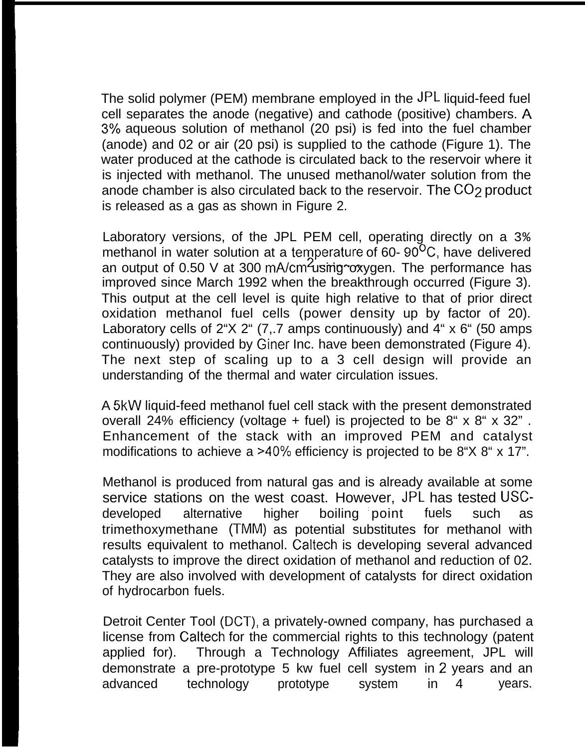The solid polymer (PEM) membrane employed in the JPL liquid-feed fuel cell separates the anode (negative) and cathode (positive) chambers. A 3% aqueous solution of methanol (20 psi) is fed into the fuel chamber (anode) and 02 or air (20 psi) is supplied to the cathode (Figure 1). The water produced at the cathode is circulated back to the reservoir where it is injected with methanol. The unused methanol/water solution from the anode chamber is also circulated back to the reservoir. The $CO_2$ product is released as a gas as shown in Figure 2.

Laboratory versions, of the JPL PEM cell, operating directly on a 3% methanol in water solution at a temperature of 60- 90$^{O}$C, have delivered an output of 0.50 V at 300 mA/cm$^{2}$ using oxygen. The performance has improved since March 1992 when the breakthrough occurred (Figure 3). This output at the cell level is quite high relative to that of prior direct oxidation methanol fuel cells (power density up by factor of 20). Laboratory cells of 2"X 2" (7,.7 amps continuously) and 4" x 6" (50 amps continuously) provided by Giner Inc. have been demonstrated (Figure 4). The next step of scaling up to a 3 cell design will provide an understanding of the thermal and water circulation issues.

A 5kW liquid-feed methanol fuel cell stack with the present demonstrated overall 24% efficiency (voltage + fuel) is projected to be 8" x 8" x 32" . Enhancement of the stack with an improved PEM and catalyst modifications to achieve a >40% efficiency is projected to be 8"X 8" x 17".

Methanol is produced from natural gas and is already available at some service stations on the west coast. However, JPL has tested USC-developed alternative higher boiling point fuels such as trimethoxymethane (TMM) as potential substitutes for methanol with results equivalent to methanol. Caltech is developing several advanced catalysts to improve the direct oxidation of methanol and reduction of 02. They are also involved with development of catalysts for direct oxidation of hydrocarbon fuels.

Detroit Center Tool (DCT), a privately-owned company, has purchased a license from Caltech for the commercial rights to this technology (patent applied for). Through a Technology Affiliates agreement, JPL will demonstrate a pre-prototype 5 kw fuel cell system in 2 years and an advanced technology prototype system in 4 years.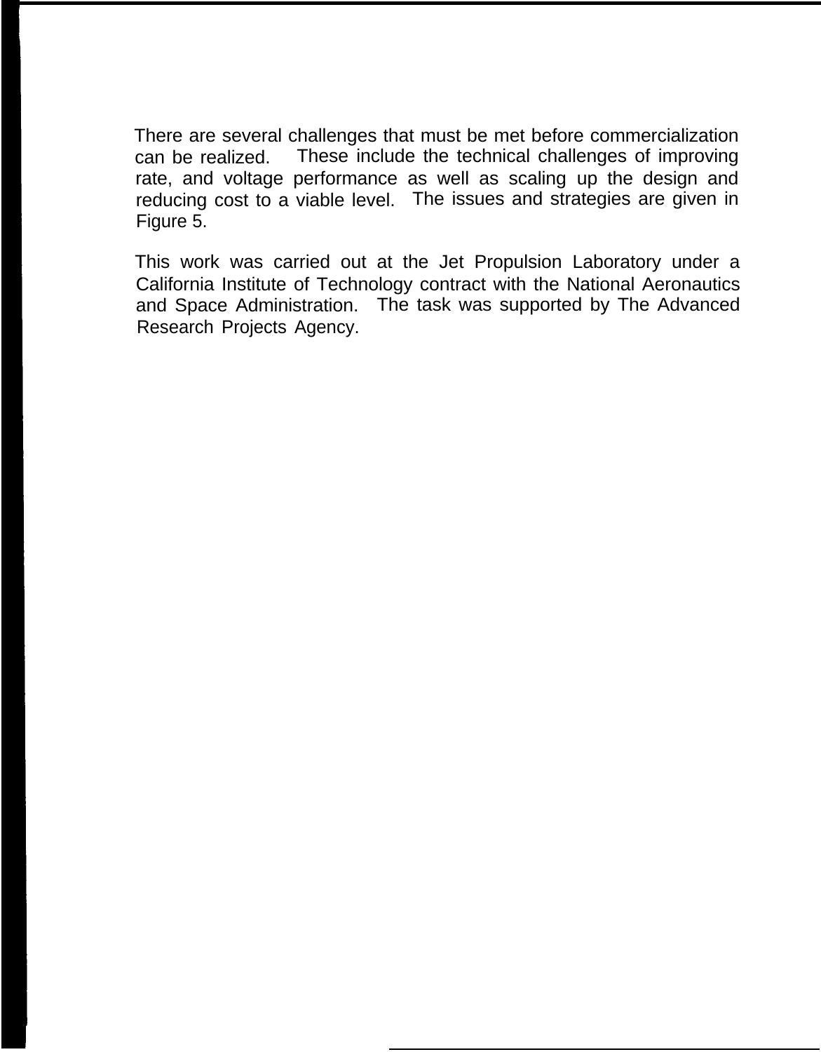There are several challenges that must be met before commercialization can be realized. These include the technical challenges of improving rate, and voltage performance as well as scaling up the design and reducing cost to a viable level. The issues and strategies are given in Figure 5.

This work was carried out at the Jet Propulsion Laboratory under a California Institute of Technology contract with the National Aeronautics and Space Administration. The task was supported by The Advanced Research Projects Agency.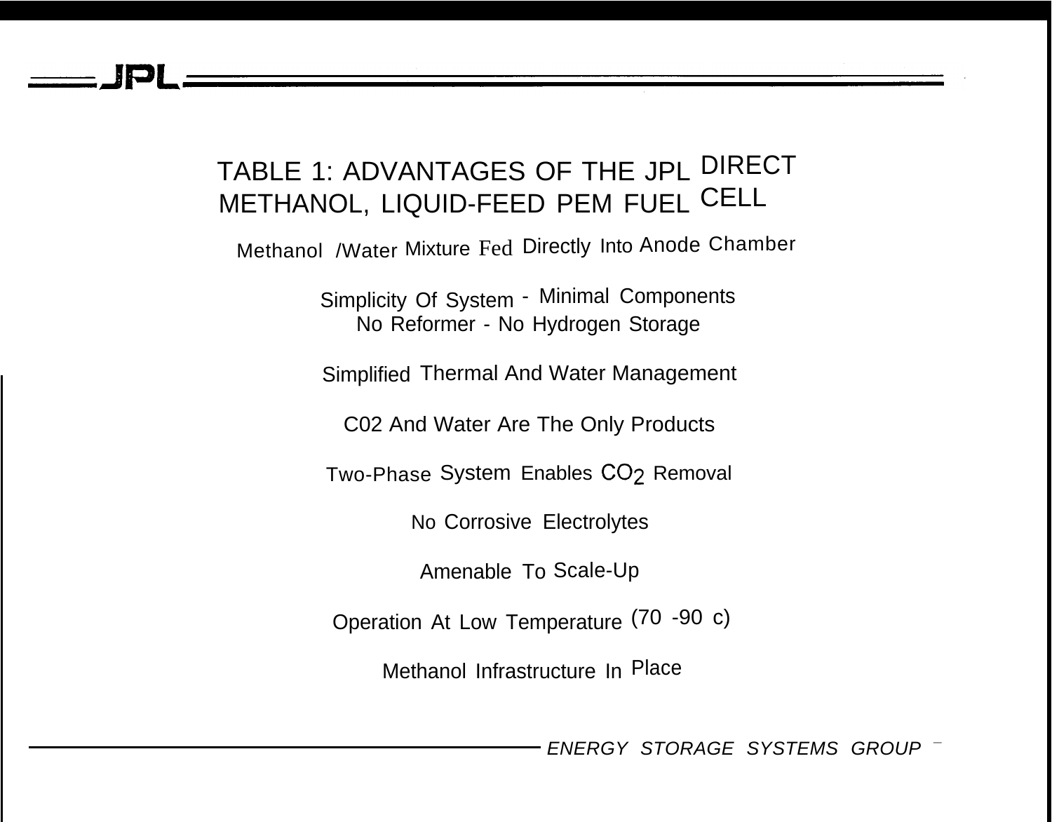# TABLE 1: ADVANTAGES OF THE JPL DIRECT METHANOL, LIQUID-FEED PEM FUEL CELL

Methanol /Water Mixture Fed Directly Into Anode Chamber

Simplicity Of System - Minimal Components
No Reformer - No Hydrogen Storage

Simplified Thermal And Water Management

C02 And Water Are The Only Products

Two-Phase System Enables $CO_2$ Removal

No Corrosive Electrolytes

Amenable To Scale-Up

Operation At Low Temperature (70 -90 c)

Methanol Infrastructure In Place

*ENERGY STORAGE SYSTEMS GROUP*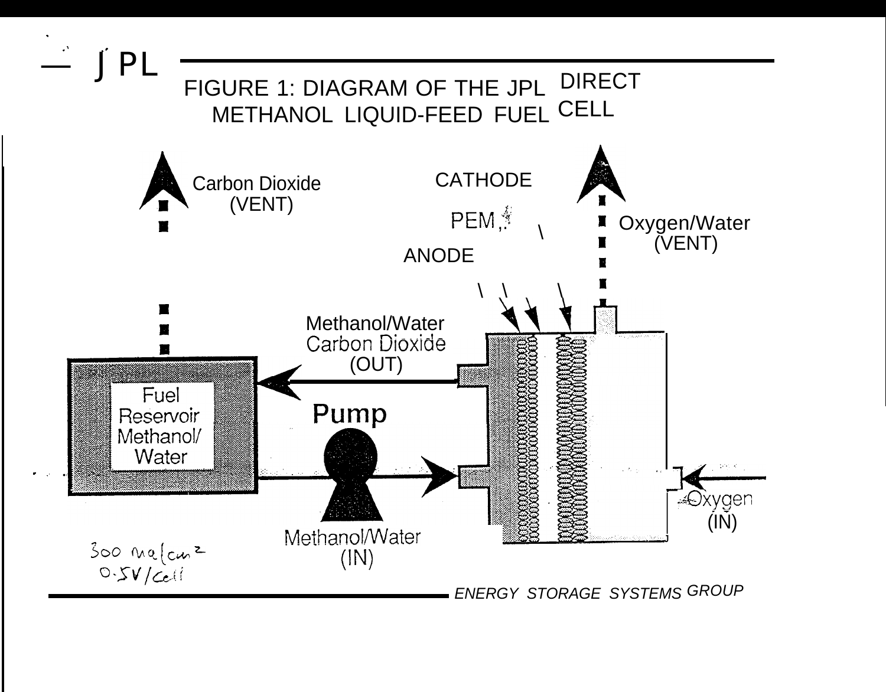# FIGURE 1: DIAGRAM OF THE JPL DIRECT METHANOL LIQUID-FEED FUEL CELL

Carbon Dioxide
(VENT)

CATHODE

PEM

ANODE

Oxygen/Water
(VENT)

Methanol/Water
Carbon Dioxide
(OUT)

Fuel
Reservoir
Methanol/
Water

Pump

Methanol/Water
(IN)

Oxygen
(IN)

300 ma/cm²
0.5V/Cell

*ENERGY STORAGE SYSTEMS GROUP*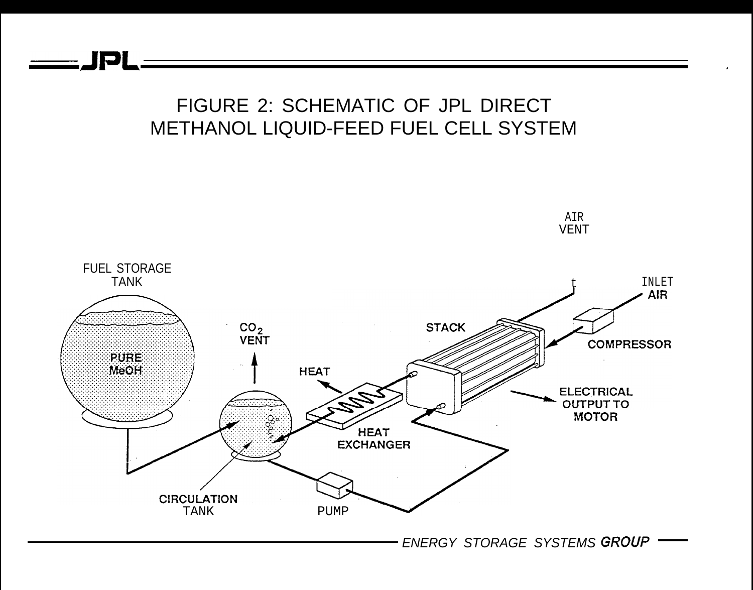# FIGURE 2: SCHEMATIC OF JPL DIRECT METHANOL LIQUID-FEED FUEL CELL SYSTEM

AIR VENT

FUEL STORAGE TANK

PURE MeOH

$CO_2$ VENT

STACK

INLET AIR

COMPRESSOR

HEAT

HEAT EXCHANGER

ELECTRICAL OUTPUT TO MOTOR

CIRCULATION TANK

PUMP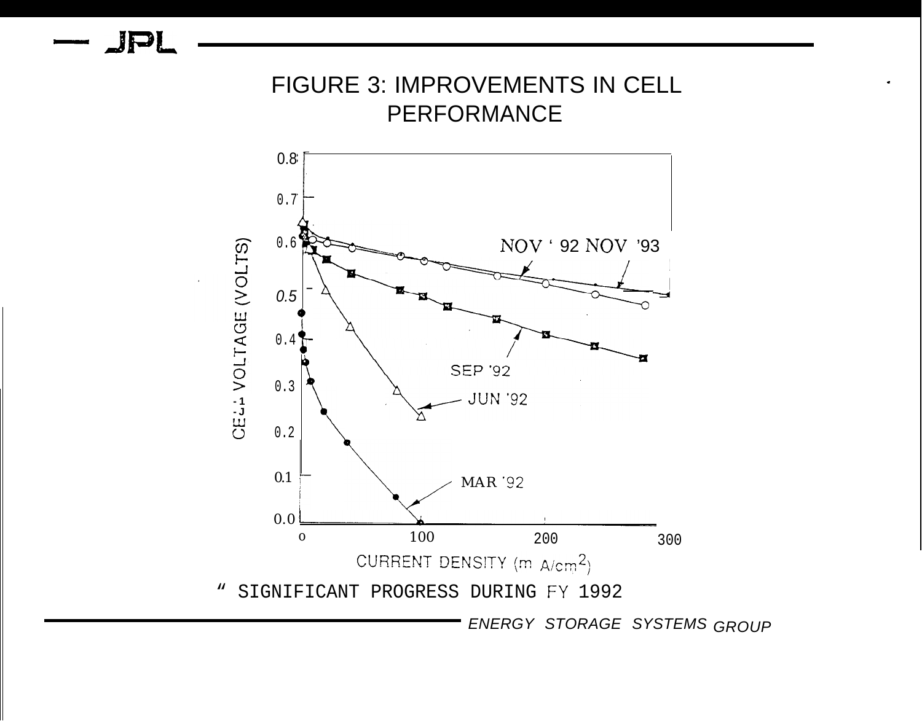# FIGURE 3: IMPROVEMENTS IN CELL PERFORMANCE

CELL VOLTAGE (VOLTS)

0.8
0.7
0.6
0.5
0.4
0.3
0.2
0.1
0.0

0
100
200
300

CURRENT DENSITY (mA/cm$^2$)

NOV '92
NOV '93
SEP '92
JUN '92
MAR '92

" SIGNIFICANT PROGRESS DURING FY 1992

*ENERGY STORAGE SYSTEMS GROUP*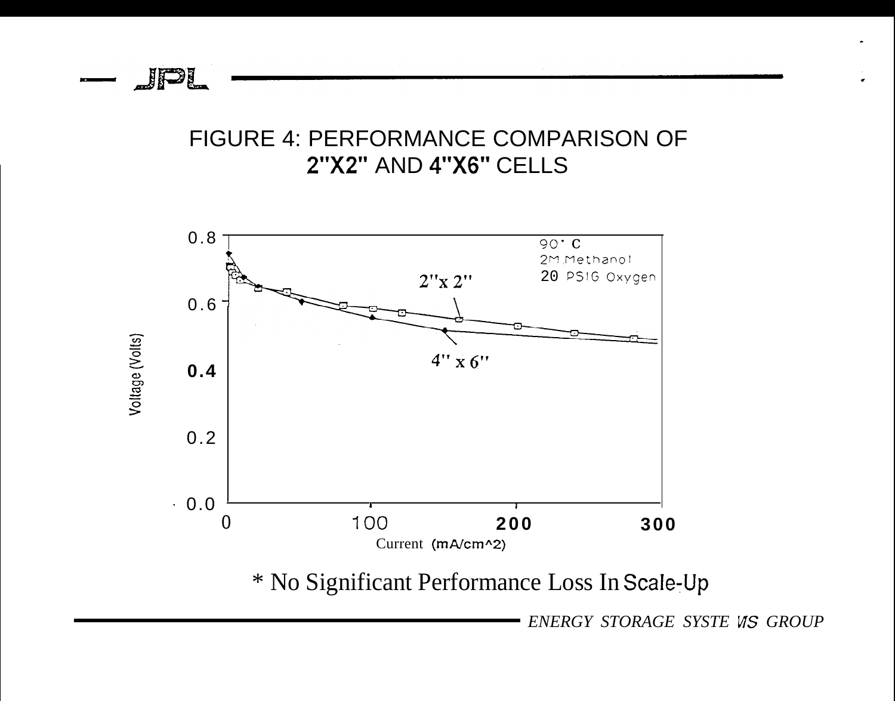# FIGURE 4: PERFORMANCE COMPARISON OF 2"X2" AND 4"X6" CELLS

0.8
0.6
0.4
0.2
0.0
Voltage (Volts)
0
100
200
300
Current (mA/cm^2)
90° C
2M Methanol
20 PSIG Oxygen
2"x 2"
4" x 6"

* No Significant Performance Loss In Scale-Up

*ENERGY STORAGE SYSTEMS GROUP*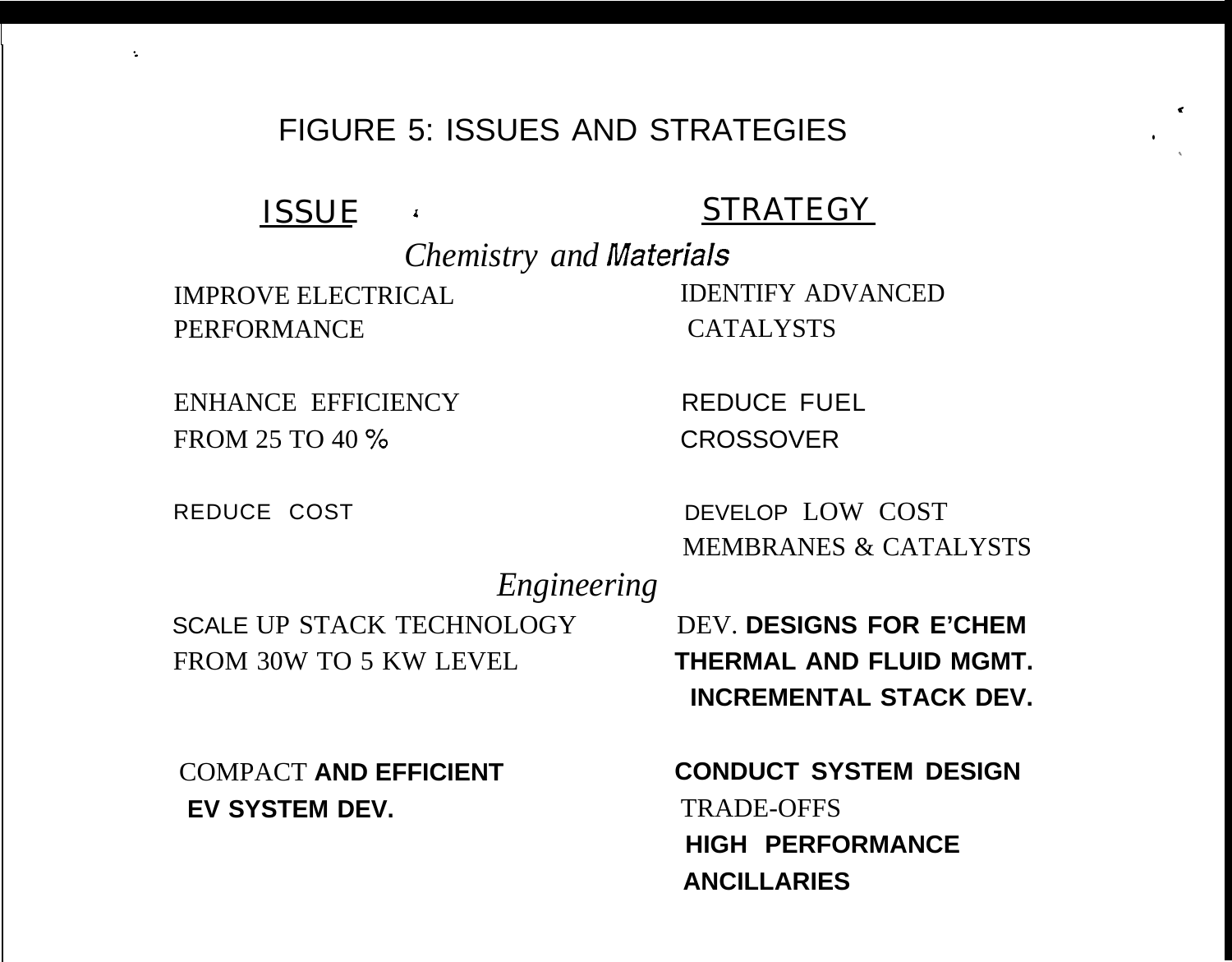# FIGURE 5: ISSUES AND STRATEGIES

| ISSUE | STRATEGY |
|---|---|
| *Chemistry and Materials* | |
| IMPROVE ELECTRICAL PERFORMANCE | IDENTIFY ADVANCED CATALYSTS |
| ENHANCE EFFICIENCY FROM 25 TO 40 % | REDUCE FUEL CROSSOVER |
| REDUCE COST | DEVELOP LOW COST MEMBRANES & CATALYSTS |
| *Engineering* | |
| SCALE UP STACK TECHNOLOGY FROM 30W TO 5 KW LEVEL | DEV. DESIGNS FOR E'CHEM THERMAL AND FLUID MGMT. INCREMENTAL STACK DEV. |
| COMPACT AND EFFICIENT EV SYSTEM DEV. | CONDUCT SYSTEM DESIGN TRADE-OFFS HIGH PERFORMANCE ANCILLARIES |